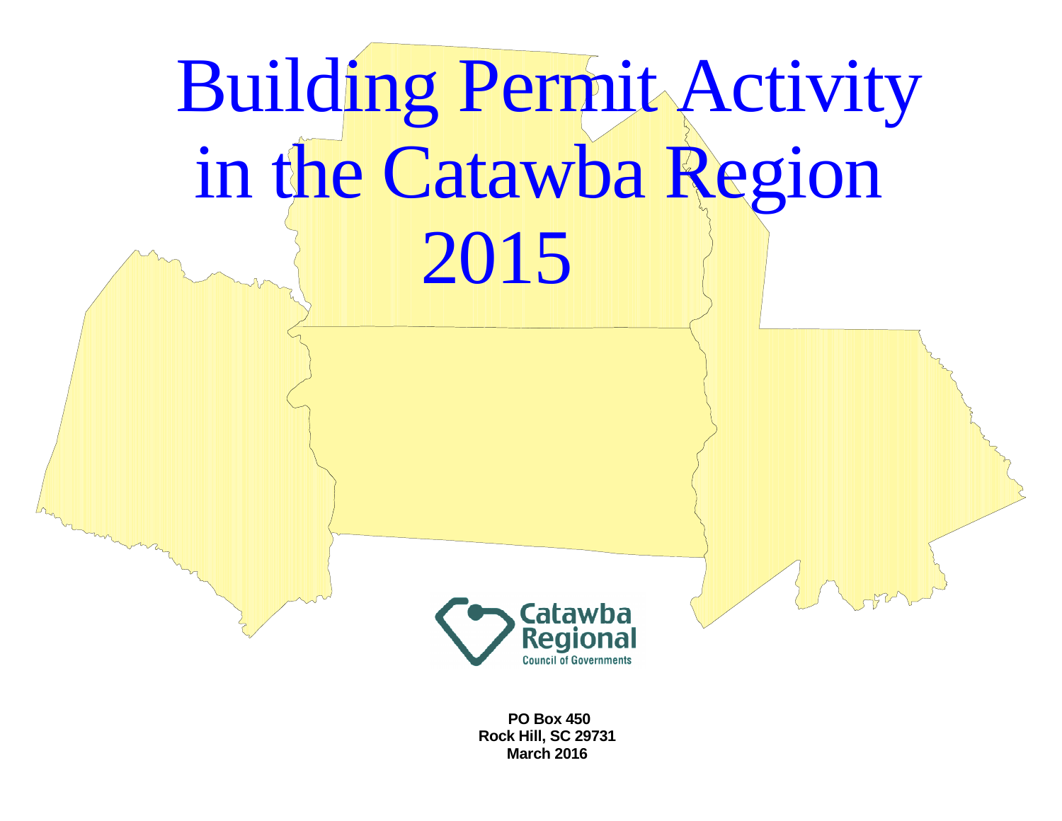# Building Permit Activity in the Catawba Region 2015

Catawba Regional Council of Governments

**PO Box 450**
**Rock Hill, SC 29731**
**March 2016**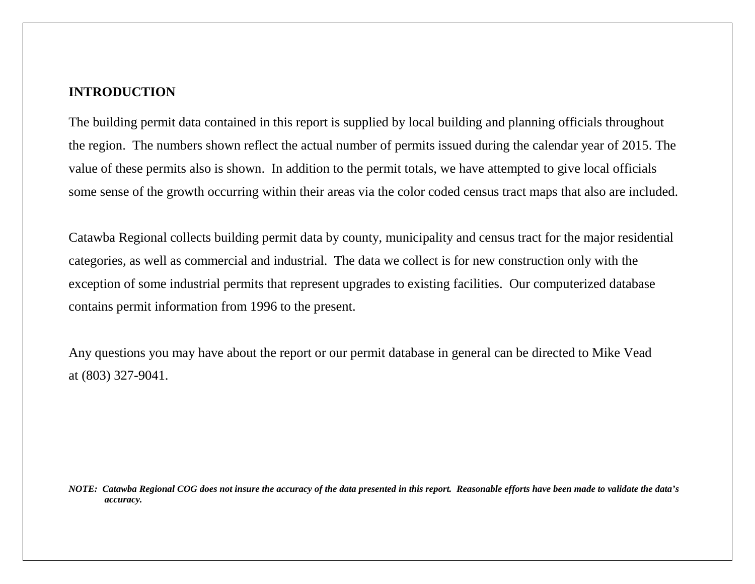## INTRODUCTION

The building permit data contained in this report is supplied by local building and planning officials throughout the region. The numbers shown reflect the actual number of permits issued during the calendar year of 2015. The value of these permits also is shown. In addition to the permit totals, we have attempted to give local officials some sense of the growth occurring within their areas via the color coded census tract maps that also are included.

Catawba Regional collects building permit data by county, municipality and census tract for the major residential categories, as well as commercial and industrial. The data we collect is for new construction only with the exception of some industrial permits that represent upgrades to existing facilities. Our computerized database contains permit information from 1996 to the present.

Any questions you may have about the report or our permit database in general can be directed to Mike Vead at (803) 327-9041.

***NOTE: Catawba Regional COG does not insure the accuracy of the data presented in this report. Reasonable efforts have been made to validate the data's accuracy.***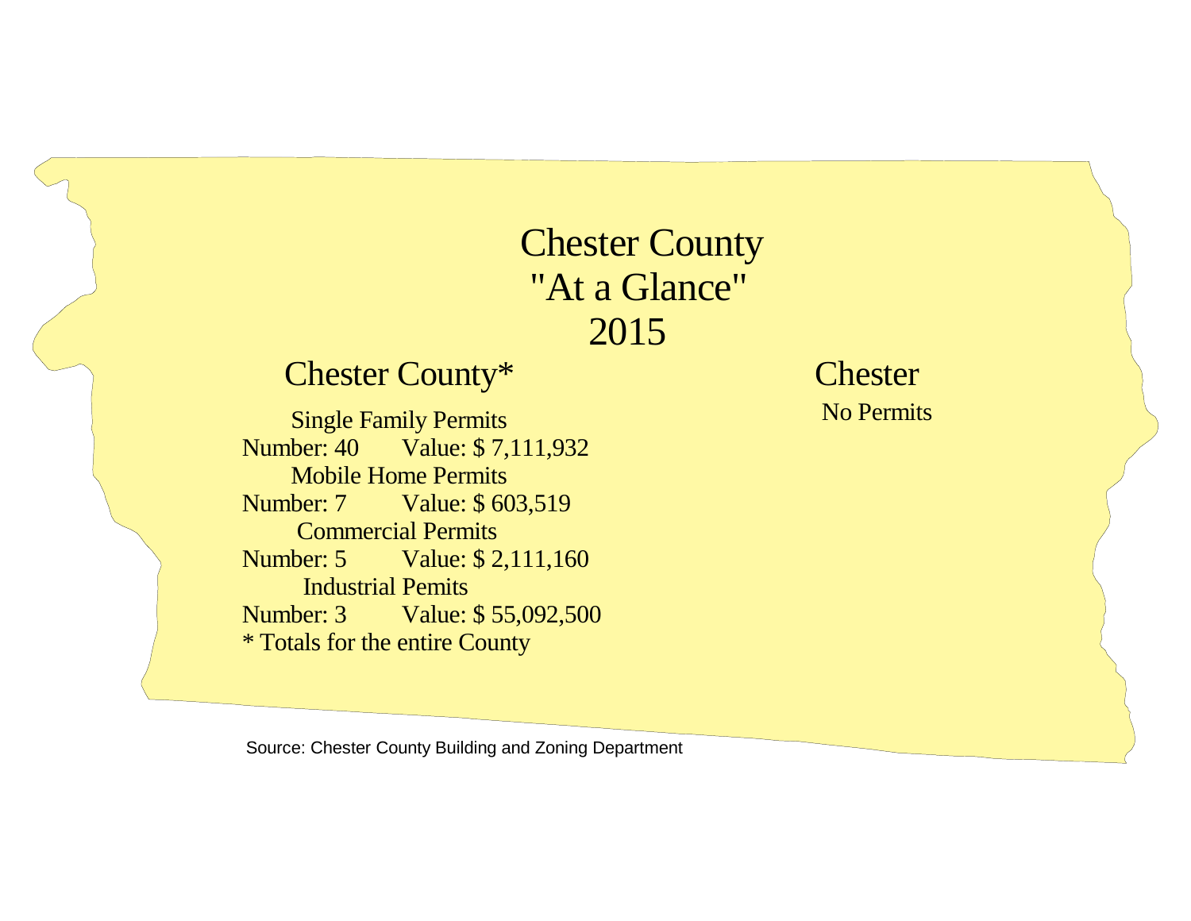# Chester County
# "At a Glance"
# 2015

## Chester County*

Single Family Permits
Number: 40 Value: $ 7,111,932

Mobile Home Permits
Number: 7 Value: $ 603,519

Commercial Permits
Number: 5 Value: $ 2,111,160

Industrial Pemits
Number: 3 Value: $ 55,092,500

* Totals for the entire County

## Chester

No Permits

Source: Chester County Building and Zoning Department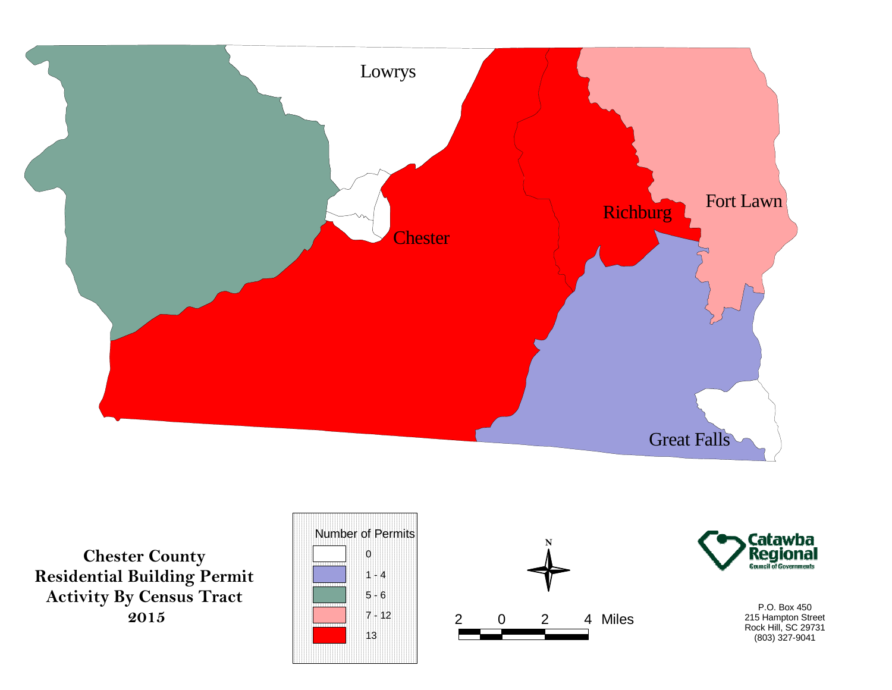Lowrys

Chester

Richburg

Fort Lawn

Great Falls

**Chester County**
**Residential Building Permit**
**Activity By Census Tract**
**2015**

| Number of Permits |
| --- |
| 0 |
| 1 - 4 |
| 5 - 6 |
| 7 - 12 |
| 13 |

N

2 0 2 4 Miles

Catawba Regional
Council of Governments

P.O. Box 450
215 Hampton Street
Rock Hill, SC 29731
(803) 327-9041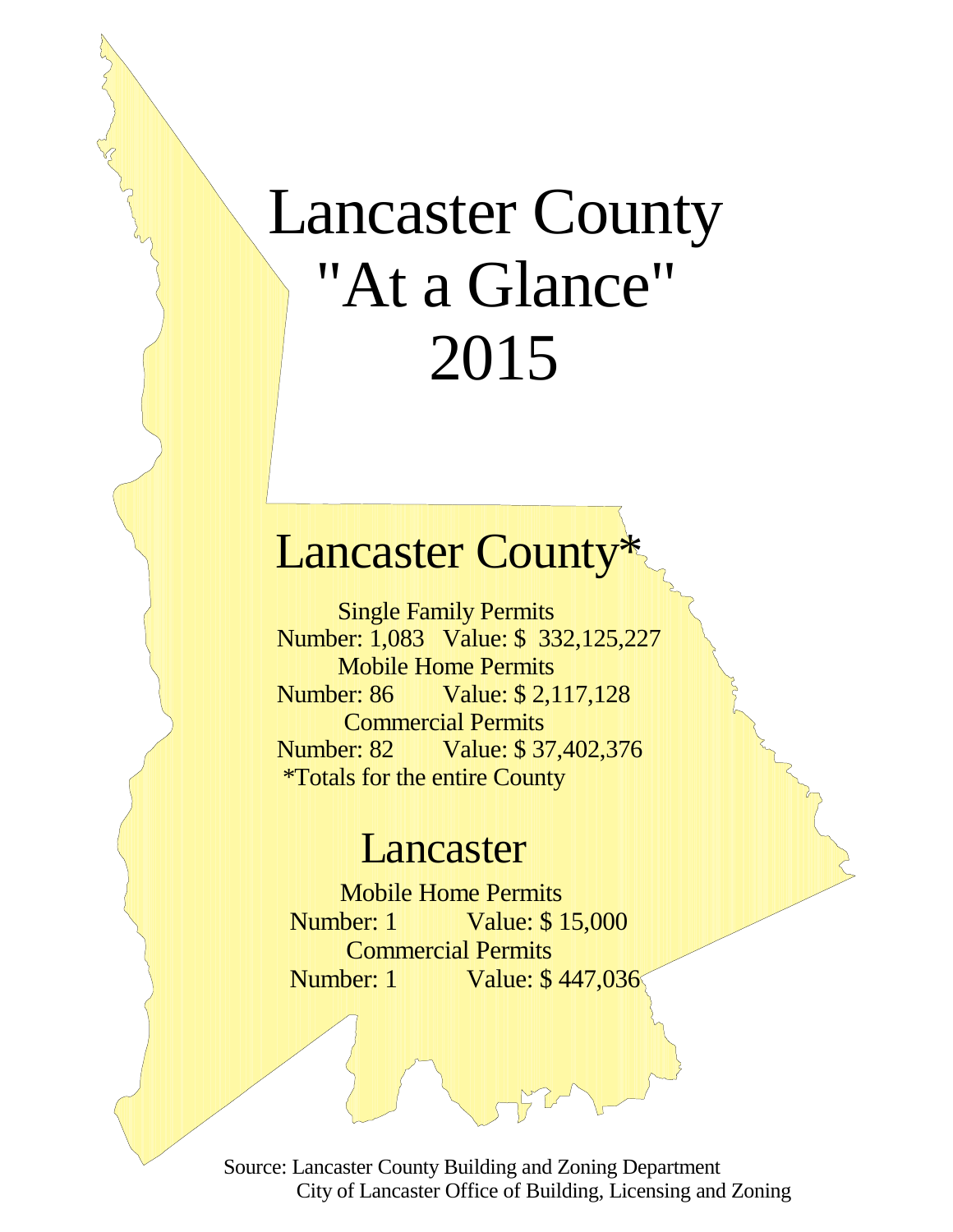# Lancaster County "At a Glance" 2015

## Lancaster County*

Single Family Permits
Number: 1,083 Value: $ 332,125,227

Mobile Home Permits
Number: 86 Value: $ 2,117,128

Commercial Permits
Number: 82 Value: $ 37,402,376

*Totals for the entire County

## Lancaster

Mobile Home Permits
Number: 1 Value: $ 15,000

Commercial Permits
Number: 1 Value: $ 447,036

Source: Lancaster County Building and Zoning Department
City of Lancaster Office of Building, Licensing and Zoning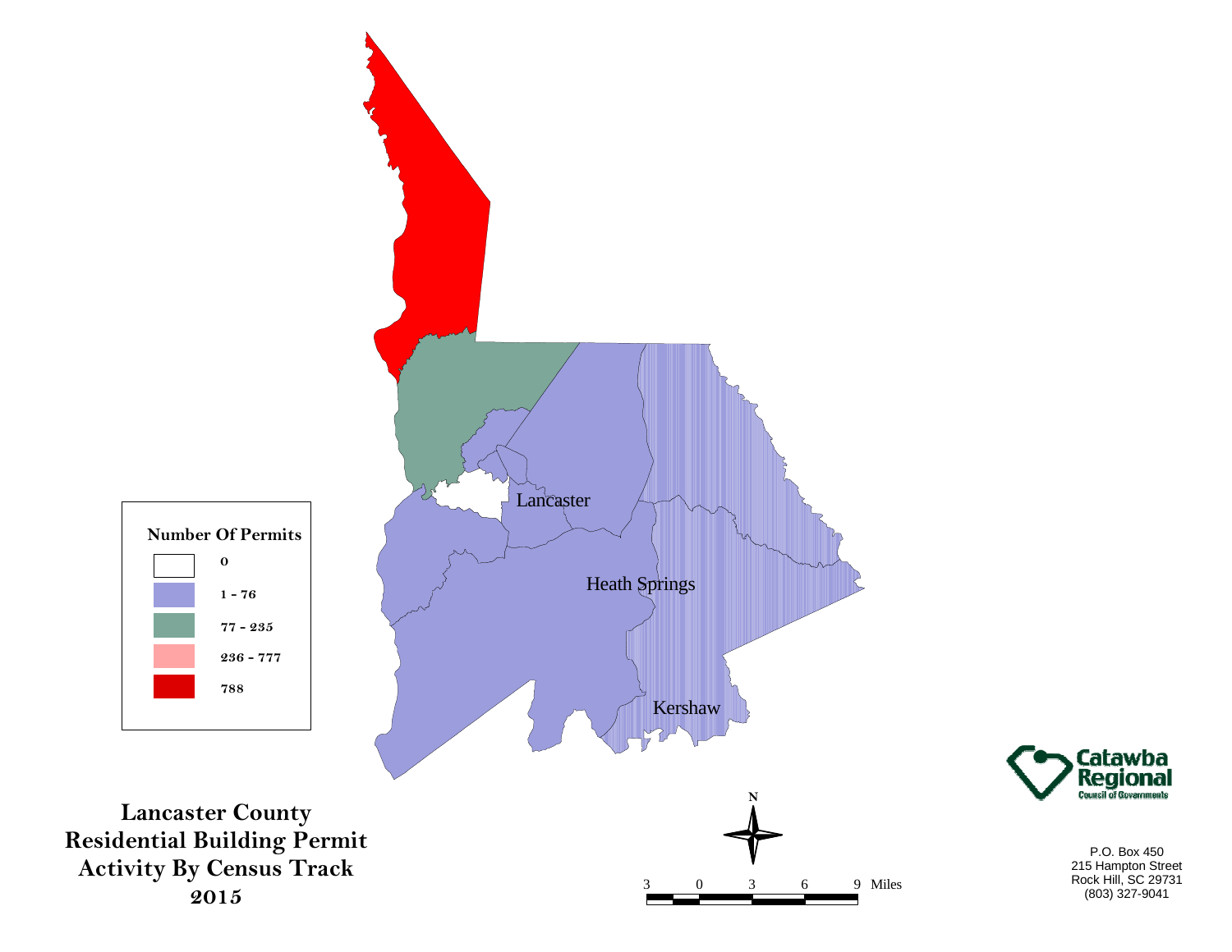Lancaster

Heath Springs

Kershaw

**Number Of Permits**

- 0
- 1 - 76
- 77 - 235
- 236 - 777
- 788

# Lancaster County Residential Building Permit Activity By Census Track 2015

N

3 0 3 6 9 Miles

Catawba Regional Council of Governments

P.O. Box 450
215 Hampton Street
Rock Hill, SC 29731
(803) 327-9041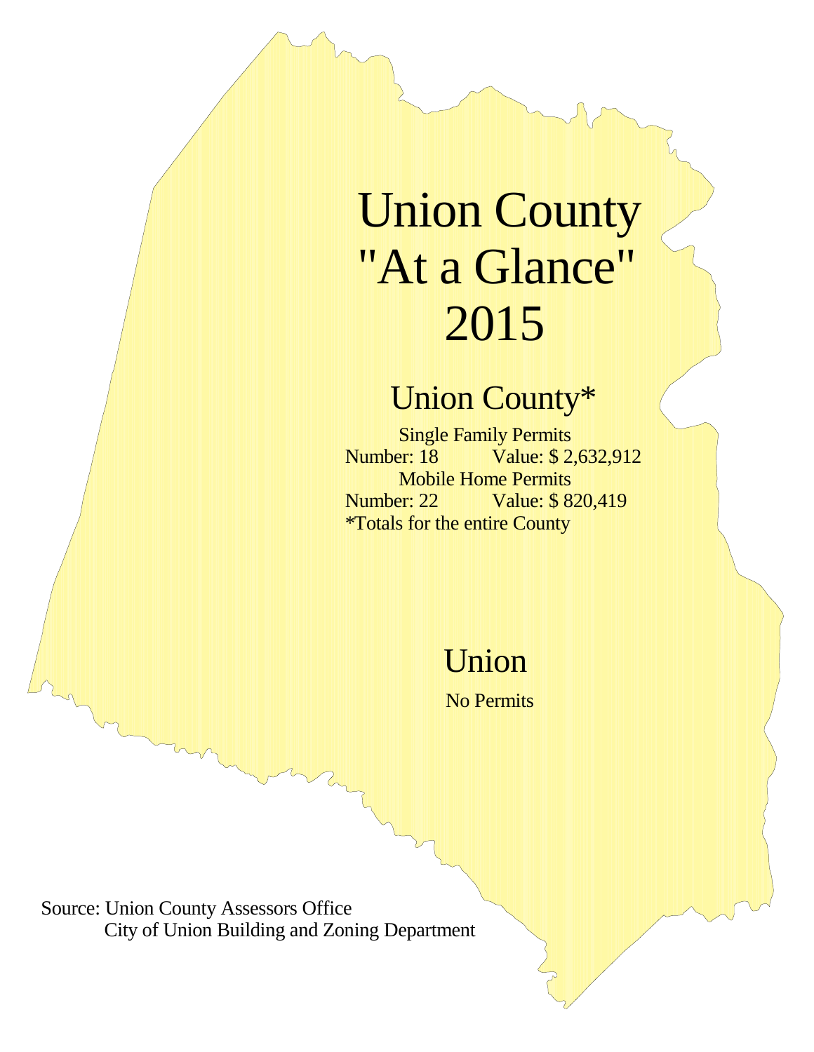# Union County "At a Glance" 2015

## Union County*

Single Family Permits

Number: 18 Value: $ 2,632,912

Mobile Home Permits

Number: 22 Value: $ 820,419

*Totals for the entire County

## Union

No Permits

Source: Union County Assessors Office
City of Union Building and Zoning Department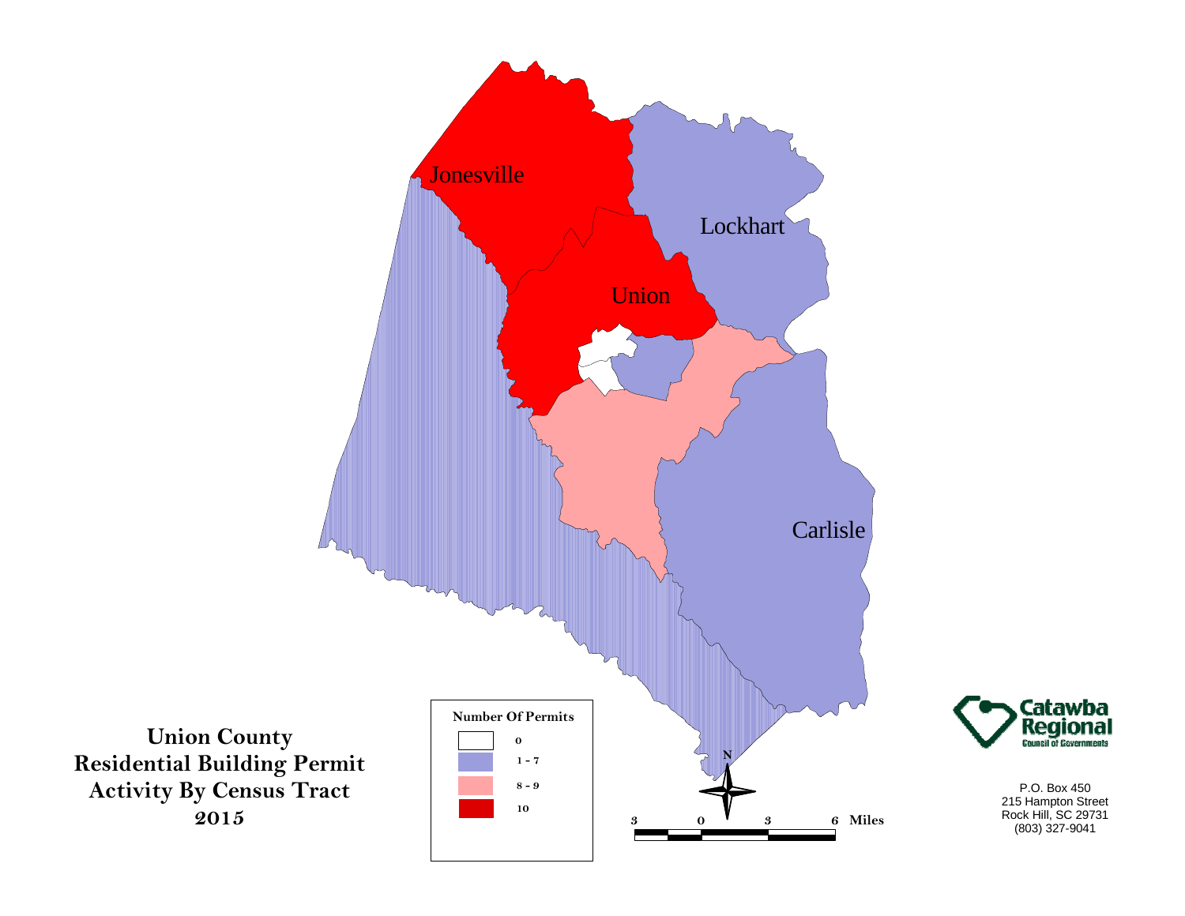# Union County Residential Building Permit Activity By Census Tract 2015

Jonesville

Lockhart

Union

Carlisle

**Number Of Permits**

| | |
|---|---|
| 0 | |
| 1 - 7 | |
| 8 - 9 | |
| 10 | |

3 0 3 6 Miles

N

Catawba Regional Council of Governments

P.O. Box 450
215 Hampton Street
Rock Hill, SC 29731
(803) 327-9041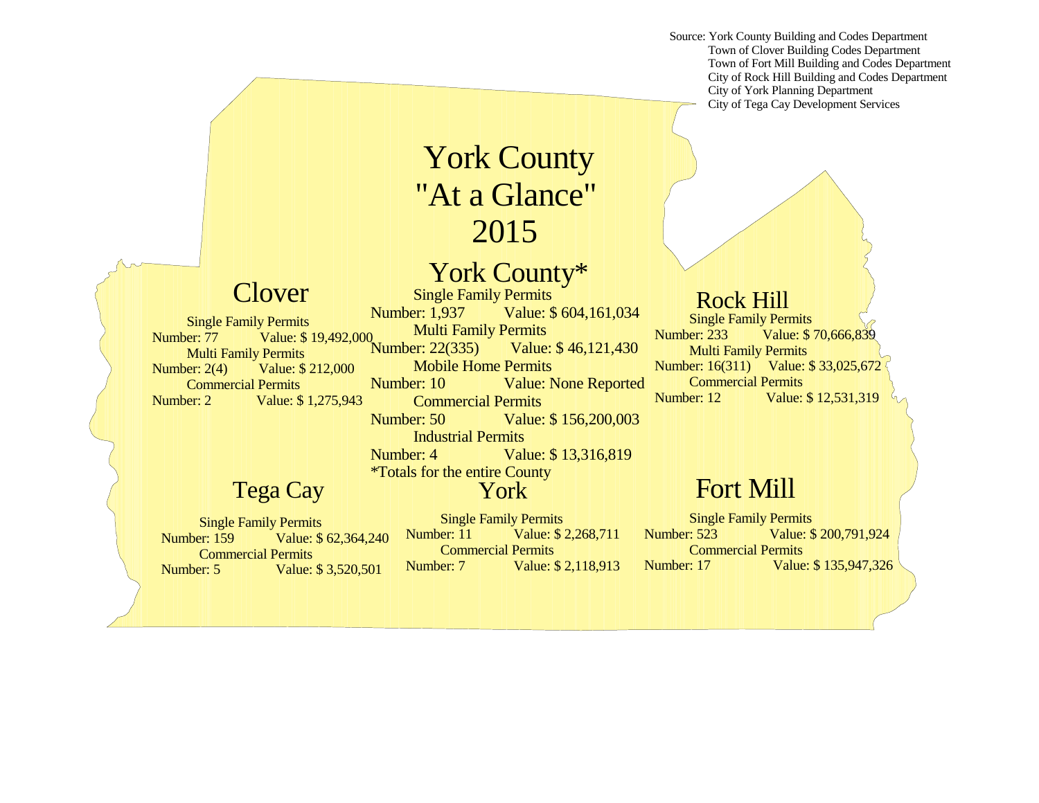Source: York County Building and Codes Department
Town of Clover Building Codes Department
Town of Fort Mill Building and Codes Department
City of Rock Hill Building and Codes Department
City of York Planning Department
City of Tega Cay Development Services

# York County "At a Glance" 2015

## York County*

Single Family Permits
Number: 1,937 Value: $ 604,161,034

Multi Family Permits
Number: 22(335) Value: $ 46,121,430

Mobile Home Permits
Number: 10 Value: None Reported

Commercial Permits
Number: 50 Value: $ 156,200,003

Industrial Permits
Number: 4 Value: $ 13,316,819

*Totals for the entire County

## Clover

Single Family Permits
Number: 77 Value: $ 19,492,000

Multi Family Permits
Number: 2(4) Value: $ 212,000

Commercial Permits
Number: 2 Value: $ 1,275,943

## Rock Hill

Single Family Permits
Number: 233 Value: $ 70,666,839

Multi Family Permits
Number: 16(311) Value: $ 33,025,672

Commercial Permits
Number: 12 Value: $ 12,531,319

## Tega Cay

Single Family Permits
Number: 159 Value: $ 62,364,240

Commercial Permits
Number: 5 Value: $ 3,520,501

## York

Single Family Permits
Number: 11 Value: $ 2,268,711

Commercial Permits
Number: 7 Value: $ 2,118,913

## Fort Mill

Single Family Permits
Number: 523 Value: $ 200,791,924

Commercial Permits
Number: 17 Value: $ 135,947,326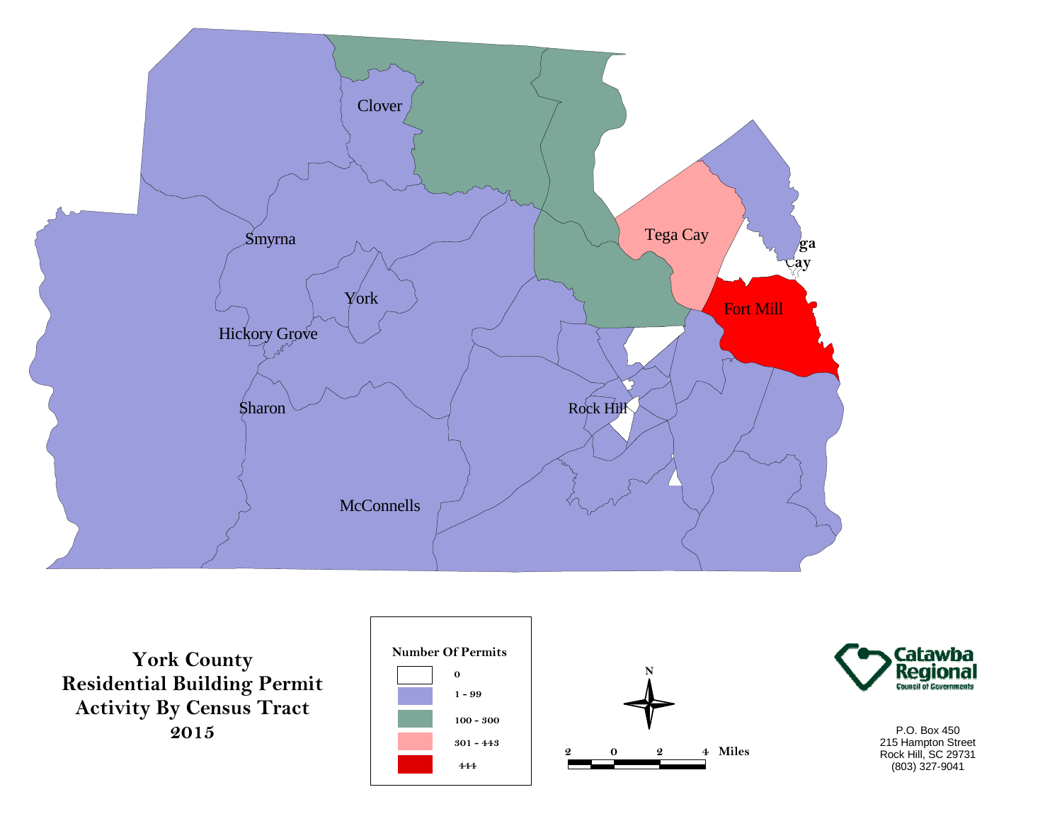Clover

Smyrna

York

Hickory Grove

Sharon

McConnells

Rock Hill

Tega Cay

Fort Mill

ga
Cay

# York County Residential Building Permit Activity By Census Tract 2015

Number Of Permits

0

1 - 99

100 - 300

301 - 443

444

N

2 0 2 4 Miles

Catawba Regional Council of Governments

P.O. Box 450
215 Hampton Street
Rock Hill, SC 29731
(803) 327-9041